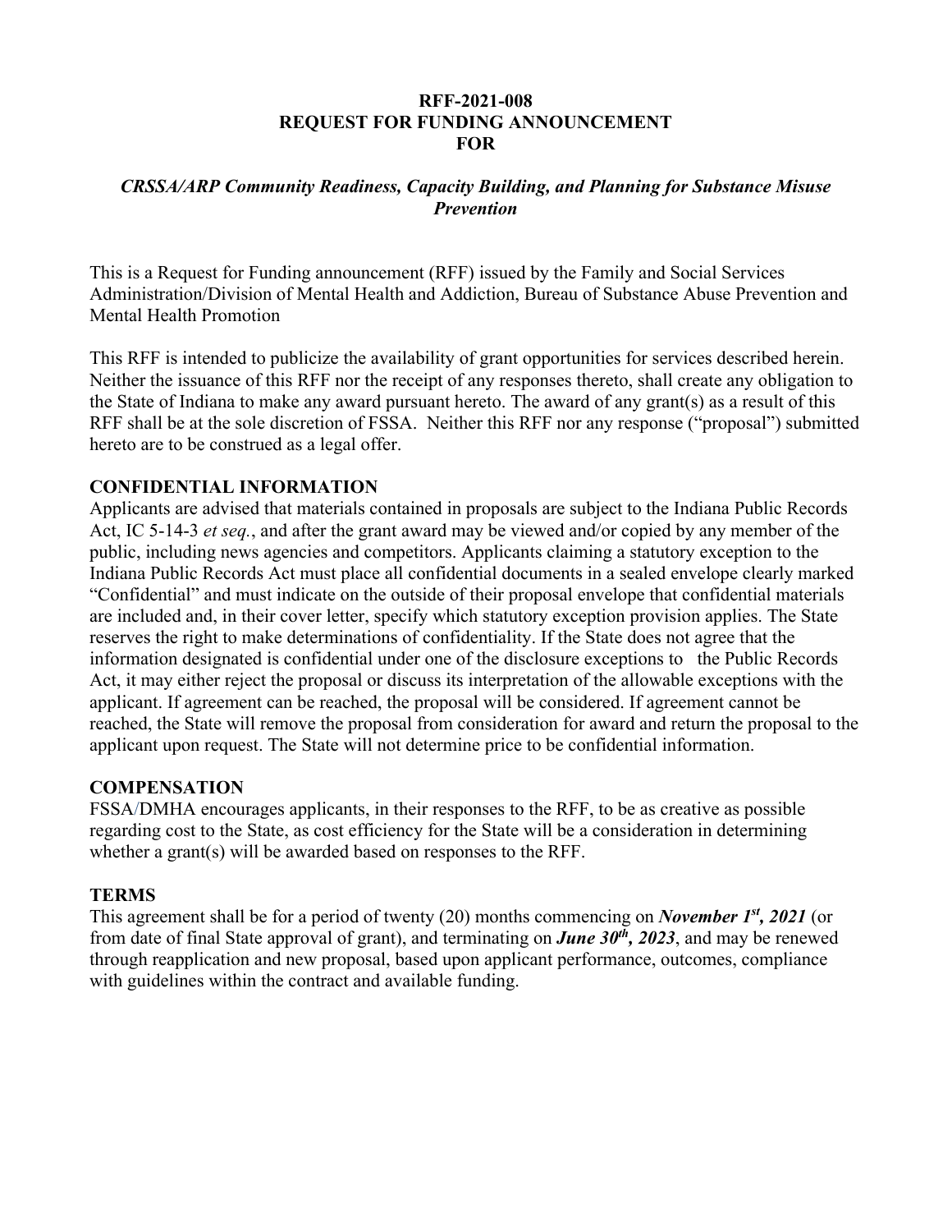**RFF-2021-008**
**REQUEST FOR FUNDING ANNOUNCEMENT**
**FOR**

***CRSSA/ARP Community Readiness, Capacity Building, and Planning for Substance Misuse Prevention***

This is a Request for Funding announcement (RFF) issued by the Family and Social Services Administration/Division of Mental Health and Addiction, Bureau of Substance Abuse Prevention and Mental Health Promotion

This RFF is intended to publicize the availability of grant opportunities for services described herein. Neither the issuance of this RFF nor the receipt of any responses thereto, shall create any obligation to the State of Indiana to make any award pursuant hereto. The award of any grant(s) as a result of this RFF shall be at the sole discretion of FSSA. Neither this RFF nor any response ("proposal") submitted hereto are to be construed as a legal offer.

## CONFIDENTIAL INFORMATION

Applicants are advised that materials contained in proposals are subject to the Indiana Public Records Act, IC 5-14-3 *et seq.*, and after the grant award may be viewed and/or copied by any member of the public, including news agencies and competitors. Applicants claiming a statutory exception to the Indiana Public Records Act must place all confidential documents in a sealed envelope clearly marked "Confidential" and must indicate on the outside of their proposal envelope that confidential materials are included and, in their cover letter, specify which statutory exception provision applies. The State reserves the right to make determinations of confidentiality. If the State does not agree that the information designated is confidential under one of the disclosure exceptions to the Public Records Act, it may either reject the proposal or discuss its interpretation of the allowable exceptions with the applicant. If agreement can be reached, the proposal will be considered. If agreement cannot be reached, the State will remove the proposal from consideration for award and return the proposal to the applicant upon request. The State will not determine price to be confidential information.

## COMPENSATION

FSSA/DMHA encourages applicants, in their responses to the RFF, to be as creative as possible regarding cost to the State, as cost efficiency for the State will be a consideration in determining whether a grant(s) will be awarded based on responses to the RFF.

## TERMS

This agreement shall be for a period of twenty (20) months commencing on ***November 1st, 2021*** (or from date of final State approval of grant), and terminating on ***June 30th, 2023***, and may be renewed through reapplication and new proposal, based upon applicant performance, outcomes, compliance with guidelines within the contract and available funding.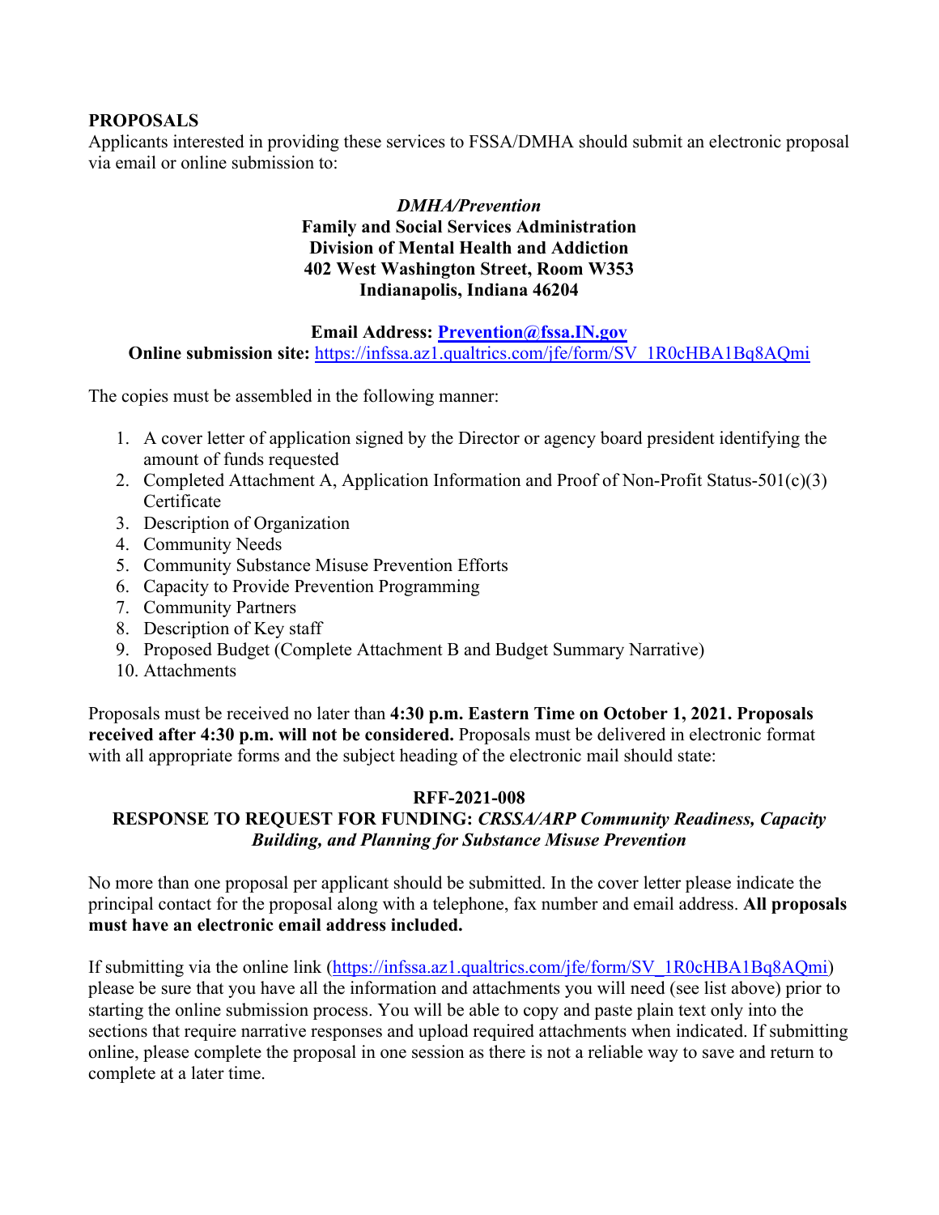**PROPOSALS**

Applicants interested in providing these services to FSSA/DMHA should submit an electronic proposal via email or online submission to:

*DMHA/Prevention*
**Family and Social Services Administration**
**Division of Mental Health and Addiction**
**402 West Washington Street, Room W353**
**Indianapolis, Indiana 46204**

**Email Address: Prevention@fssa.IN.gov**
**Online submission site:** https://infssa.az1.qualtrics.com/jfe/form/SV_1R0cHBA1Bq8AQmi

The copies must be assembled in the following manner:

1. A cover letter of application signed by the Director or agency board president identifying the amount of funds requested
2. Completed Attachment A, Application Information and Proof of Non-Profit Status-501(c)(3) Certificate
3. Description of Organization
4. Community Needs
5. Community Substance Misuse Prevention Efforts
6. Capacity to Provide Prevention Programming
7. Community Partners
8. Description of Key staff
9. Proposed Budget (Complete Attachment B and Budget Summary Narrative)
10. Attachments

Proposals must be received no later than **4:30 p.m. Eastern Time on October 1, 2021. Proposals received after 4:30 p.m. will not be considered.** Proposals must be delivered in electronic format with all appropriate forms and the subject heading of the electronic mail should state:

**RFF-2021-008**
**RESPONSE TO REQUEST FOR FUNDING:** ***CRSSA/ARP Community Readiness, Capacity Building, and Planning for Substance Misuse Prevention***

No more than one proposal per applicant should be submitted. In the cover letter please indicate the principal contact for the proposal along with a telephone, fax number and email address. **All proposals must have an electronic email address included.**

If submitting via the online link (https://infssa.az1.qualtrics.com/jfe/form/SV_1R0cHBA1Bq8AQmi) please be sure that you have all the information and attachments you will need (see list above) prior to starting the online submission process. You will be able to copy and paste plain text only into the sections that require narrative responses and upload required attachments when indicated. If submitting online, please complete the proposal in one session as there is not a reliable way to save and return to complete at a later time.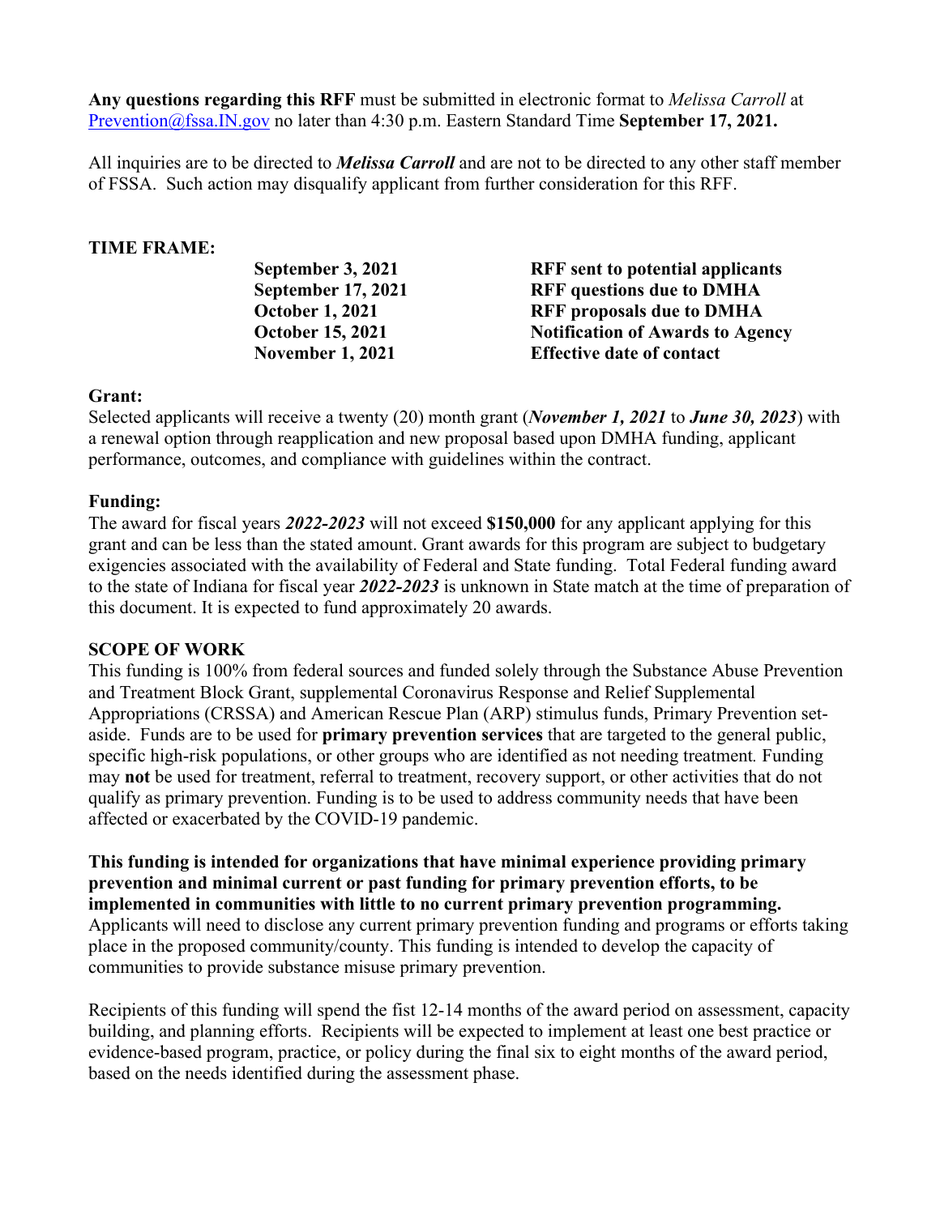**Any questions regarding this RFF** must be submitted in electronic format to *Melissa Carroll* at Prevention@fssa.IN.gov no later than 4:30 p.m. Eastern Standard Time **September 17, 2021.**

All inquiries are to be directed to ***Melissa Carroll*** and are not to be directed to any other staff member of FSSA. Such action may disqualify applicant from further consideration for this RFF.

**TIME FRAME:**

| | |
|---|---|
| **September 3, 2021** | **RFF sent to potential applicants** |
| **September 17, 2021** | **RFF questions due to DMHA** |
| **October 1, 2021** | **RFF proposals due to DMHA** |
| **October 15, 2021** | **Notification of Awards to Agency** |
| **November 1, 2021** | **Effective date of contact** |

**Grant:**
Selected applicants will receive a twenty (20) month grant (***November 1, 2021*** to ***June 30, 2023***) with a renewal option through reapplication and new proposal based upon DMHA funding, applicant performance, outcomes, and compliance with guidelines within the contract.

**Funding:**
The award for fiscal years ***2022-2023*** will not exceed **$150,000** for any applicant applying for this grant and can be less than the stated amount. Grant awards for this program are subject to budgetary exigencies associated with the availability of Federal and State funding. Total Federal funding award to the state of Indiana for fiscal year ***2022-2023*** is unknown in State match at the time of preparation of this document. It is expected to fund approximately 20 awards.

**SCOPE OF WORK**
This funding is 100% from federal sources and funded solely through the Substance Abuse Prevention and Treatment Block Grant, supplemental Coronavirus Response and Relief Supplemental Appropriations (CRSSA) and American Rescue Plan (ARP) stimulus funds, Primary Prevention set-aside. Funds are to be used for **primary prevention services** that are targeted to the general public, specific high-risk populations, or other groups who are identified as not needing treatment. Funding may **not** be used for treatment, referral to treatment, recovery support, or other activities that do not qualify as primary prevention. Funding is to be used to address community needs that have been affected or exacerbated by the COVID-19 pandemic.

**This funding is intended for organizations that have minimal experience providing primary prevention and minimal current or past funding for primary prevention efforts, to be implemented in communities with little to no current primary prevention programming.** Applicants will need to disclose any current primary prevention funding and programs or efforts taking place in the proposed community/county. This funding is intended to develop the capacity of communities to provide substance misuse primary prevention.

Recipients of this funding will spend the fist 12-14 months of the award period on assessment, capacity building, and planning efforts. Recipients will be expected to implement at least one best practice or evidence-based program, practice, or policy during the final six to eight months of the award period, based on the needs identified during the assessment phase.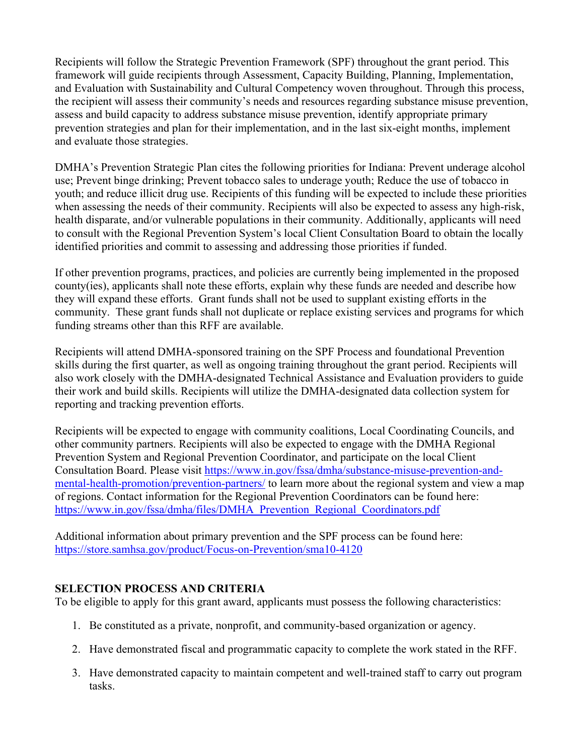Recipients will follow the Strategic Prevention Framework (SPF) throughout the grant period. This framework will guide recipients through Assessment, Capacity Building, Planning, Implementation, and Evaluation with Sustainability and Cultural Competency woven throughout. Through this process, the recipient will assess their community's needs and resources regarding substance misuse prevention, assess and build capacity to address substance misuse prevention, identify appropriate primary prevention strategies and plan for their implementation, and in the last six-eight months, implement and evaluate those strategies.

DMHA's Prevention Strategic Plan cites the following priorities for Indiana: Prevent underage alcohol use; Prevent binge drinking; Prevent tobacco sales to underage youth; Reduce the use of tobacco in youth; and reduce illicit drug use. Recipients of this funding will be expected to include these priorities when assessing the needs of their community. Recipients will also be expected to assess any high-risk, health disparate, and/or vulnerable populations in their community. Additionally, applicants will need to consult with the Regional Prevention System's local Client Consultation Board to obtain the locally identified priorities and commit to assessing and addressing those priorities if funded.

If other prevention programs, practices, and policies are currently being implemented in the proposed county(ies), applicants shall note these efforts, explain why these funds are needed and describe how they will expand these efforts. Grant funds shall not be used to supplant existing efforts in the community. These grant funds shall not duplicate or replace existing services and programs for which funding streams other than this RFF are available.

Recipients will attend DMHA-sponsored training on the SPF Process and foundational Prevention skills during the first quarter, as well as ongoing training throughout the grant period. Recipients will also work closely with the DMHA-designated Technical Assistance and Evaluation providers to guide their work and build skills. Recipients will utilize the DMHA-designated data collection system for reporting and tracking prevention efforts.

Recipients will be expected to engage with community coalitions, Local Coordinating Councils, and other community partners. Recipients will also be expected to engage with the DMHA Regional Prevention System and Regional Prevention Coordinator, and participate on the local Client Consultation Board. Please visit [https://www.in.gov/fssa/dmha/substance-misuse-prevention-and-mental-health-promotion/prevention-partners/](https://www.in.gov/fssa/dmha/substance-misuse-prevention-and-mental-health-promotion/prevention-partners/) to learn more about the regional system and view a map of regions. Contact information for the Regional Prevention Coordinators can be found here: [https://www.in.gov/fssa/dmha/files/DMHA_Prevention_Regional_Coordinators.pdf](https://www.in.gov/fssa/dmha/files/DMHA_Prevention_Regional_Coordinators.pdf)

Additional information about primary prevention and the SPF process can be found here: [https://store.samhsa.gov/product/Focus-on-Prevention/sma10-4120](https://store.samhsa.gov/product/Focus-on-Prevention/sma10-4120)

## SELECTION PROCESS AND CRITERIA

To be eligible to apply for this grant award, applicants must possess the following characteristics:

1. Be constituted as a private, nonprofit, and community-based organization or agency.
2. Have demonstrated fiscal and programmatic capacity to complete the work stated in the RFF.
3. Have demonstrated capacity to maintain competent and well-trained staff to carry out program tasks.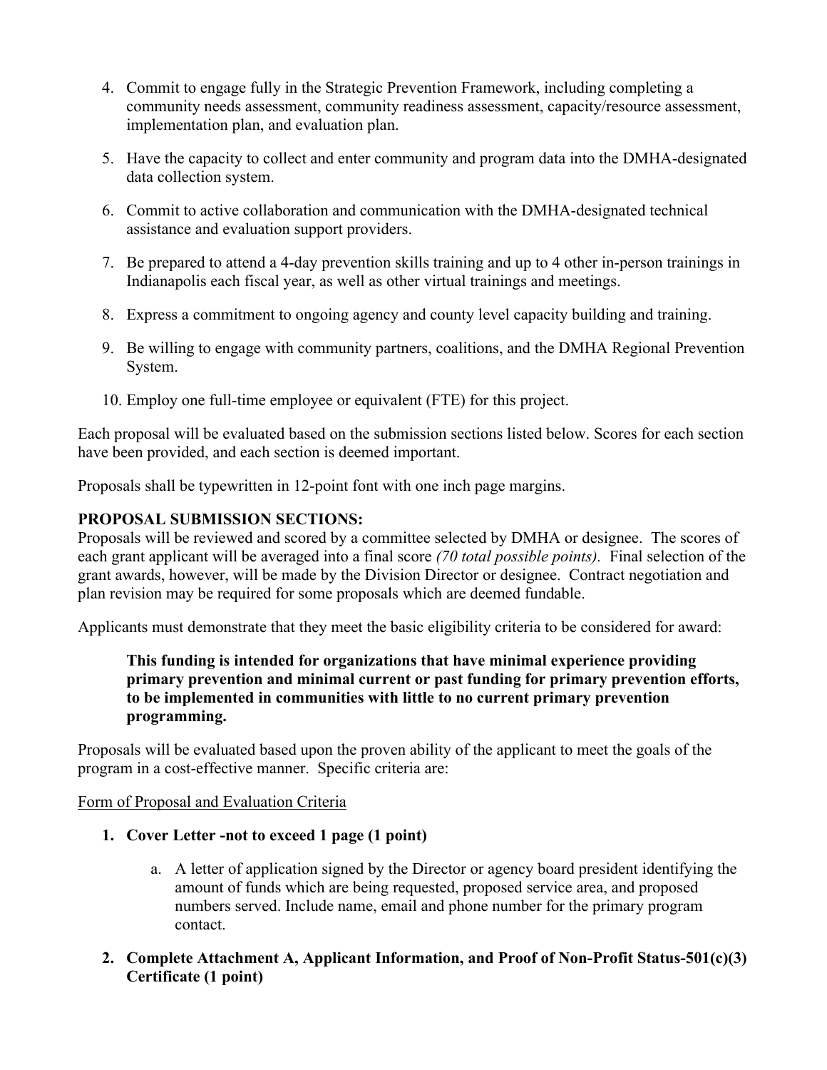4. Commit to engage fully in the Strategic Prevention Framework, including completing a community needs assessment, community readiness assessment, capacity/resource assessment, implementation plan, and evaluation plan.

5. Have the capacity to collect and enter community and program data into the DMHA-designated data collection system.

6. Commit to active collaboration and communication with the DMHA-designated technical assistance and evaluation support providers.

7. Be prepared to attend a 4-day prevention skills training and up to 4 other in-person trainings in Indianapolis each fiscal year, as well as other virtual trainings and meetings.

8. Express a commitment to ongoing agency and county level capacity building and training.

9. Be willing to engage with community partners, coalitions, and the DMHA Regional Prevention System.

10. Employ one full-time employee or equivalent (FTE) for this project.

Each proposal will be evaluated based on the submission sections listed below. Scores for each section have been provided, and each section is deemed important.

Proposals shall be typewritten in 12-point font with one inch page margins.

**PROPOSAL SUBMISSION SECTIONS:**

Proposals will be reviewed and scored by a committee selected by DMHA or designee. The scores of each grant applicant will be averaged into a final score *(70 total possible points)*. Final selection of the grant awards, however, will be made by the Division Director or designee. Contract negotiation and plan revision may be required for some proposals which are deemed fundable.

Applicants must demonstrate that they meet the basic eligibility criteria to be considered for award:

> **This funding is intended for organizations that have minimal experience providing primary prevention and minimal current or past funding for primary prevention efforts, to be implemented in communities with little to no current primary prevention programming.**

Proposals will be evaluated based upon the proven ability of the applicant to meet the goals of the program in a cost-effective manner. Specific criteria are:

<u>Form of Proposal and Evaluation Criteria</u>

1. **Cover Letter -not to exceed 1 page (1 point)**

    a. A letter of application signed by the Director or agency board president identifying the amount of funds which are being requested, proposed service area, and proposed numbers served. Include name, email and phone number for the primary program contact.

2. **Complete Attachment A, Applicant Information, and Proof of Non-Profit Status-501(c)(3) Certificate (1 point)**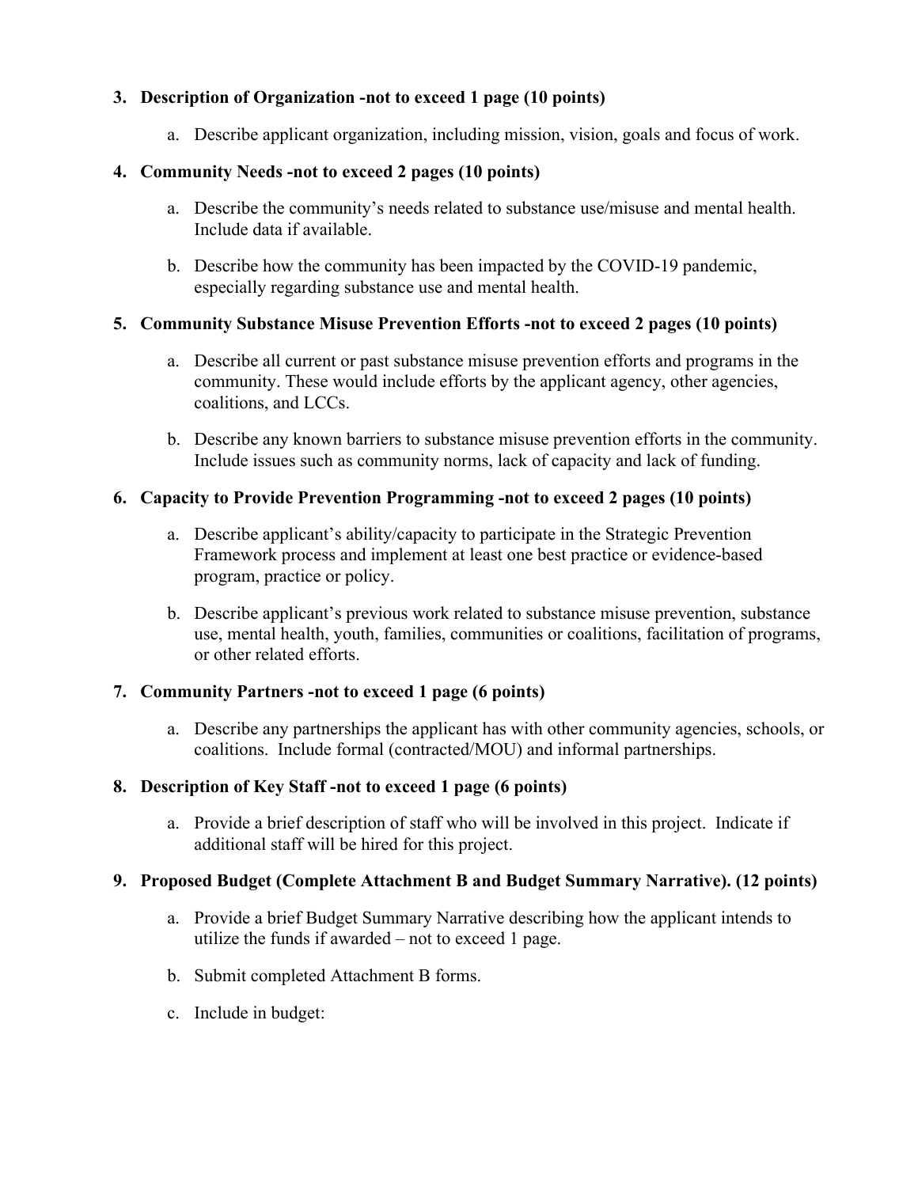3. **Description of Organization -not to exceed 1 page (10 points)**

    a. Describe applicant organization, including mission, vision, goals and focus of work.

4. **Community Needs -not to exceed 2 pages (10 points)**

    a. Describe the community's needs related to substance use/misuse and mental health. Include data if available.

    b. Describe how the community has been impacted by the COVID-19 pandemic, especially regarding substance use and mental health.

5. **Community Substance Misuse Prevention Efforts -not to exceed 2 pages (10 points)**

    a. Describe all current or past substance misuse prevention efforts and programs in the community. These would include efforts by the applicant agency, other agencies, coalitions, and LCCs.

    b. Describe any known barriers to substance misuse prevention efforts in the community. Include issues such as community norms, lack of capacity and lack of funding.

6. **Capacity to Provide Prevention Programming -not to exceed 2 pages (10 points)**

    a. Describe applicant's ability/capacity to participate in the Strategic Prevention Framework process and implement at least one best practice or evidence-based program, practice or policy.

    b. Describe applicant's previous work related to substance misuse prevention, substance use, mental health, youth, families, communities or coalitions, facilitation of programs, or other related efforts.

7. **Community Partners -not to exceed 1 page (6 points)**

    a. Describe any partnerships the applicant has with other community agencies, schools, or coalitions. Include formal (contracted/MOU) and informal partnerships.

8. **Description of Key Staff -not to exceed 1 page (6 points)**

    a. Provide a brief description of staff who will be involved in this project. Indicate if additional staff will be hired for this project.

9. **Proposed Budget (Complete Attachment B and Budget Summary Narrative). (12 points)**

    a. Provide a brief Budget Summary Narrative describing how the applicant intends to utilize the funds if awarded – not to exceed 1 page.

    b. Submit completed Attachment B forms.

    c. Include in budget: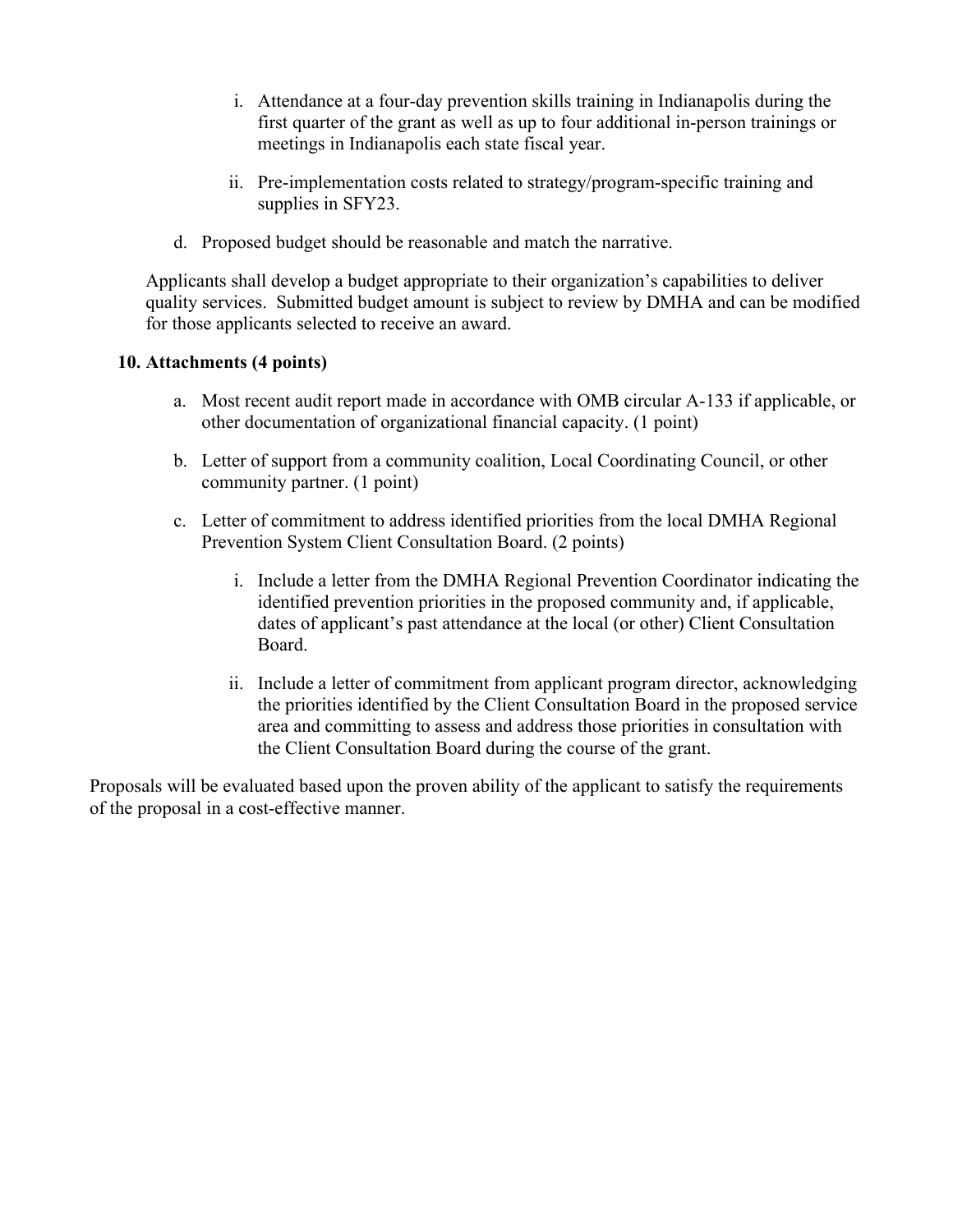i. Attendance at a four-day prevention skills training in Indianapolis during the first quarter of the grant as well as up to four additional in-person trainings or meetings in Indianapolis each state fiscal year.

   ii. Pre-implementation costs related to strategy/program-specific training and supplies in SFY23.

d. Proposed budget should be reasonable and match the narrative.

Applicants shall develop a budget appropriate to their organization's capabilities to deliver quality services. Submitted budget amount is subject to review by DMHA and can be modified for those applicants selected to receive an award.

**10. Attachments (4 points)**

a. Most recent audit report made in accordance with OMB circular A-133 if applicable, or other documentation of organizational financial capacity. (1 point)

b. Letter of support from a community coalition, Local Coordinating Council, or other community partner. (1 point)

c. Letter of commitment to address identified priorities from the local DMHA Regional Prevention System Client Consultation Board. (2 points)

   i. Include a letter from the DMHA Regional Prevention Coordinator indicating the identified prevention priorities in the proposed community and, if applicable, dates of applicant's past attendance at the local (or other) Client Consultation Board.

   ii. Include a letter of commitment from applicant program director, acknowledging the priorities identified by the Client Consultation Board in the proposed service area and committing to assess and address those priorities in consultation with the Client Consultation Board during the course of the grant.

Proposals will be evaluated based upon the proven ability of the applicant to satisfy the requirements of the proposal in a cost-effective manner.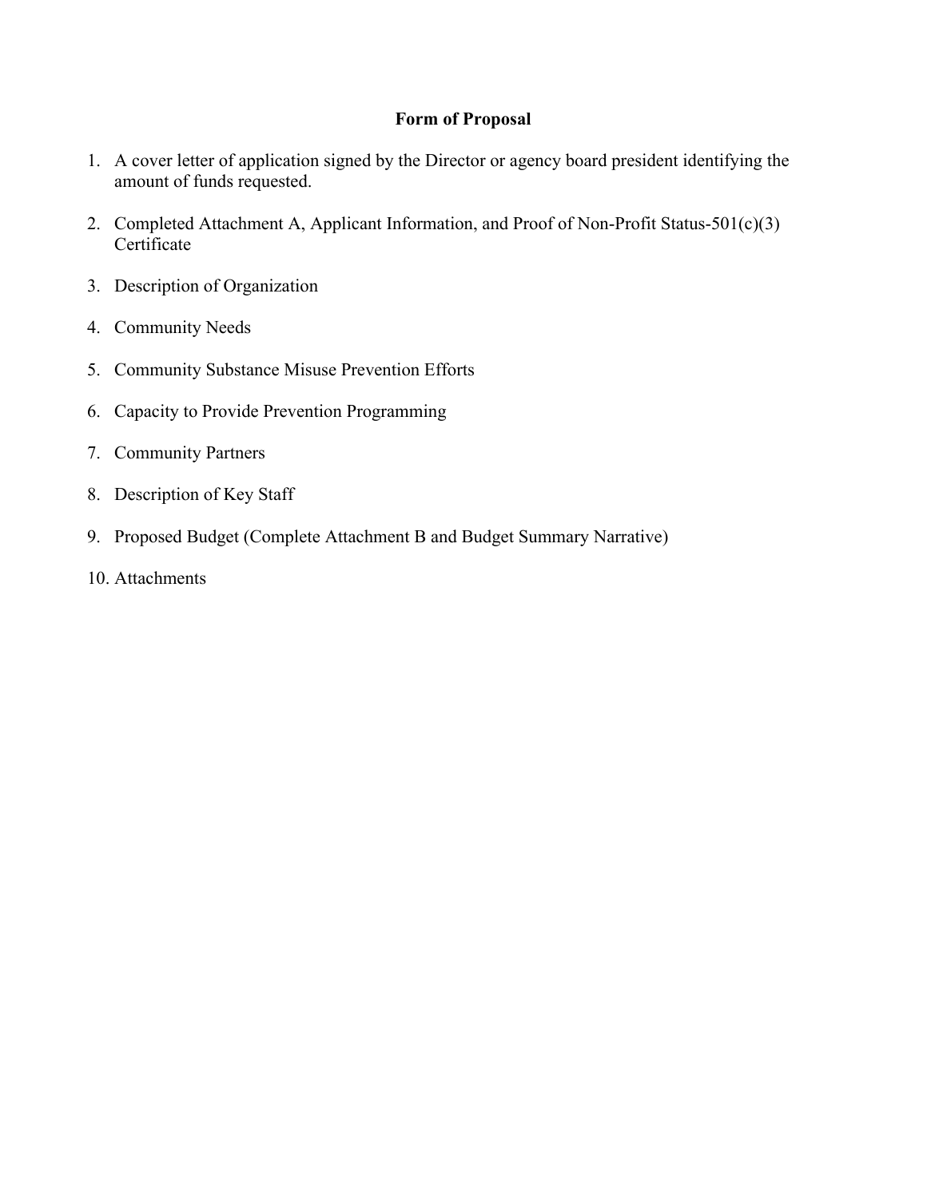## Form of Proposal

1. A cover letter of application signed by the Director or agency board president identifying the amount of funds requested.
2. Completed Attachment A, Applicant Information, and Proof of Non-Profit Status-501(c)(3) Certificate
3. Description of Organization
4. Community Needs
5. Community Substance Misuse Prevention Efforts
6. Capacity to Provide Prevention Programming
7. Community Partners
8. Description of Key Staff
9. Proposed Budget (Complete Attachment B and Budget Summary Narrative)
10. Attachments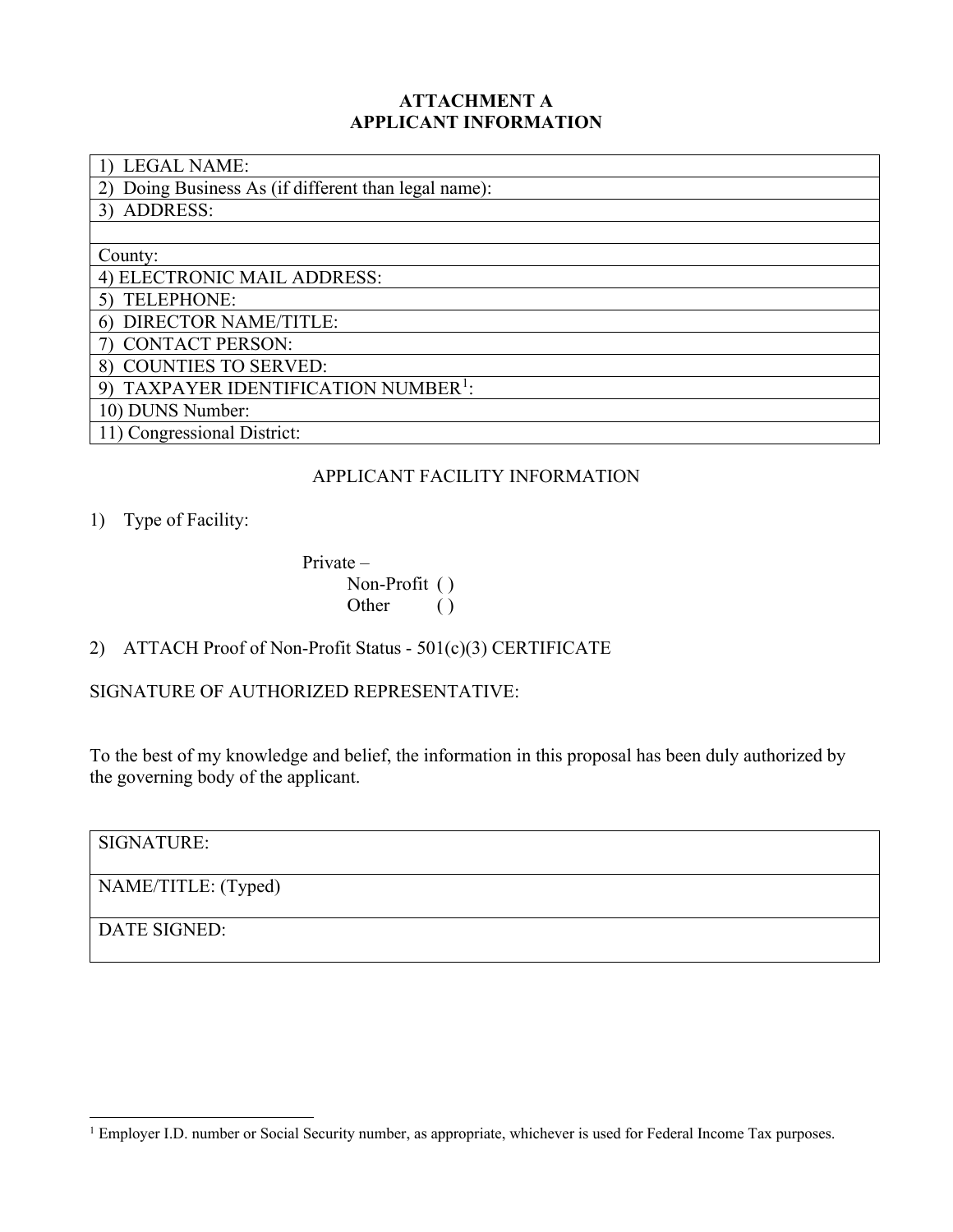# ATTACHMENT A
# APPLICANT INFORMATION

| 1) LEGAL NAME: |
|---|
| 2) Doing Business As (if different than legal name): |
| 3) ADDRESS: |
| |
| County: |
| 4) ELECTRONIC MAIL ADDRESS: |
| 5) TELEPHONE: |
| 6) DIRECTOR NAME/TITLE: |
| 7) CONTACT PERSON: |
| 8) COUNTIES TO SERVED: |
| 9) TAXPAYER IDENTIFICATION NUMBER[1]: |
| 10) DUNS Number: |
| 11) Congressional District: |

## APPLICANT FACILITY INFORMATION

1) Type of Facility:

   Private –
   
   Non-Profit ( )
   
   Other ( )

2) ATTACH Proof of Non-Profit Status - 501(c)(3) CERTIFICATE

SIGNATURE OF AUTHORIZED REPRESENTATIVE:

To the best of my knowledge and belief, the information in this proposal has been duly authorized by the governing body of the applicant.

| SIGNATURE: |
|---|
| NAME/TITLE: (Typed) |
| DATE SIGNED: |

[1] Employer I.D. number or Social Security number, as appropriate, whichever is used for Federal Income Tax purposes.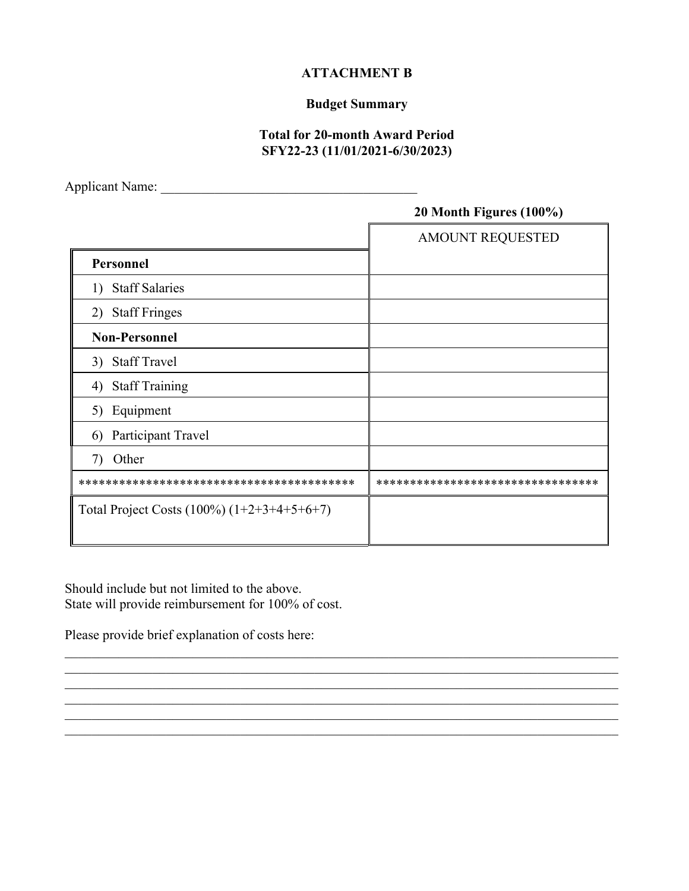# ATTACHMENT B

## Budget Summary

### Total for 20-month Award Period
### SFY22-23 (11/01/2021-6/30/2023)

Applicant Name: _______________________________________

| | 20 Month Figures (100%) |
|---|---|
| | AMOUNT REQUESTED |
| **Personnel** | |
| 1) Staff Salaries | |
| 2) Staff Fringes | |
| **Non-Personnel** | |
| 3) Staff Travel | |
| 4) Staff Training | |
| 5) Equipment | |
| 6) Participant Travel | |
| 7) Other | |
| **************************************** | ********************************* |
| Total Project Costs (100%) (1+2+3+4+5+6+7) | |

Should include but not limited to the above.
State will provide reimbursement for 100% of cost.

Please provide brief explanation of costs here:

_______________________________________________________________________________
_______________________________________________________________________________
_______________________________________________________________________________
_______________________________________________________________________________
_______________________________________________________________________________
_______________________________________________________________________________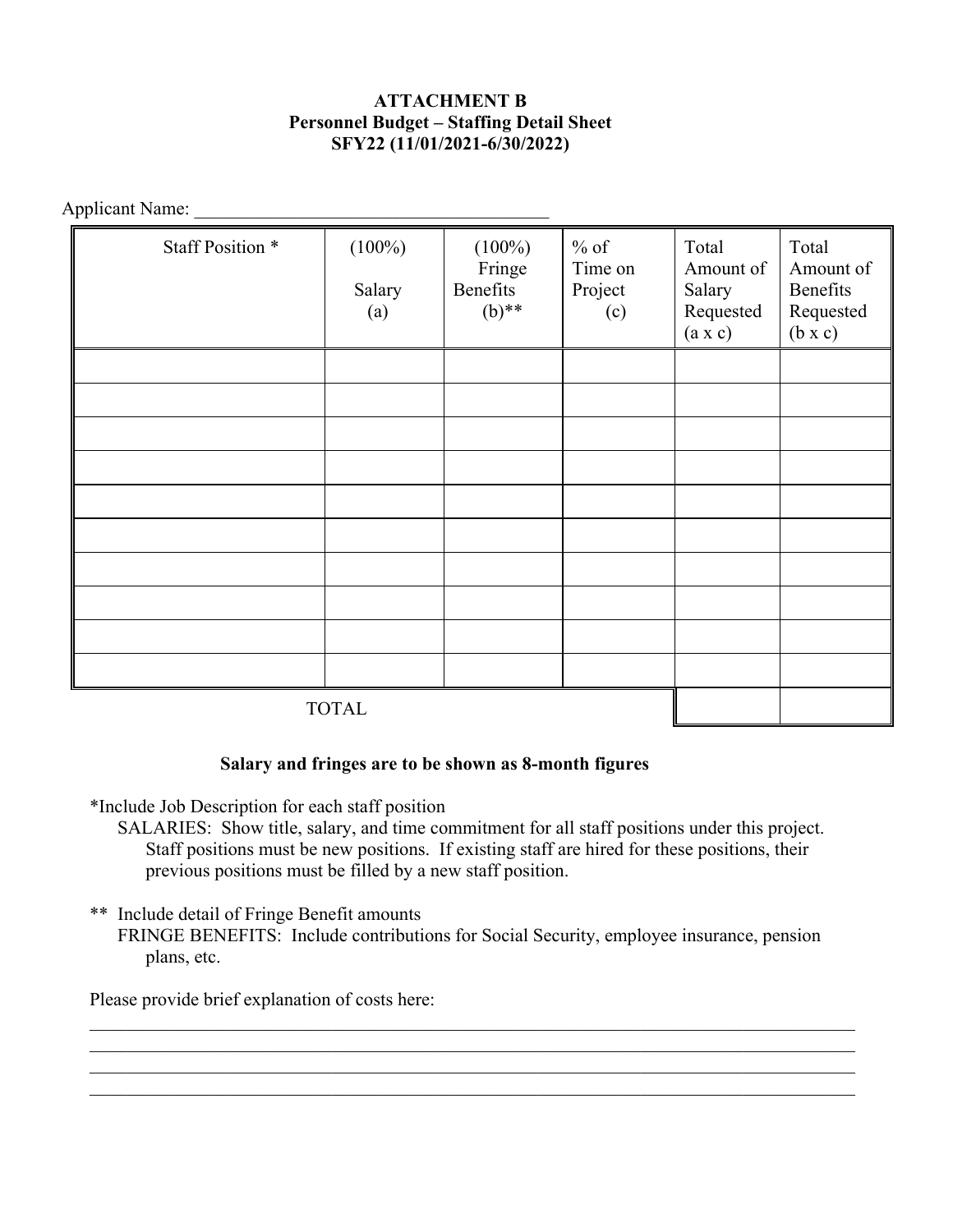**ATTACHMENT B**
**Personnel Budget – Staffing Detail Sheet**
**SFY22 (11/01/2021-6/30/2022)**

Applicant Name: ______________________________________

| Staff Position * | (100%) Salary (a) | (100%) Fringe Benefits (b)** | % of Time on Project (c) | Total Amount of Salary Requested (a x c) | Total Amount of Benefits Requested (b x c) |
|---|---|---|---|---|---|
| | | | | | |
| | | | | | |
| | | | | | |
| | | | | | |
| | | | | | |
| | | | | | |
| | | | | | |
| | | | | | |
| | | | | | |
| | | | | | |
| TOTAL | | | | | |

**Salary and fringes are to be shown as 8-month figures**

*Include Job Description for each staff position
SALARIES: Show title, salary, and time commitment for all staff positions under this project. Staff positions must be new positions. If existing staff are hired for these positions, their previous positions must be filled by a new staff position.

** Include detail of Fringe Benefit amounts
FRINGE BENEFITS: Include contributions for Social Security, employee insurance, pension plans, etc.

Please provide brief explanation of costs here:

______________________________________________________________________________
______________________________________________________________________________
______________________________________________________________________________
______________________________________________________________________________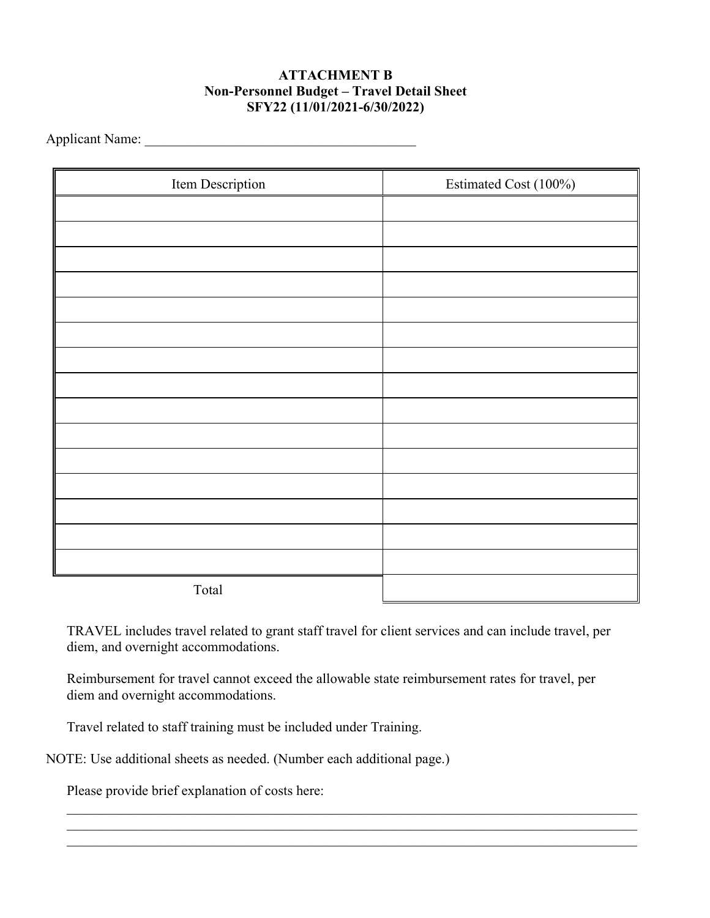**ATTACHMENT B**
**Non-Personnel Budget – Travel Detail Sheet**
**SFY22 (11/01/2021-6/30/2022)**

Applicant Name: _______________________________________

| Item Description | Estimated Cost (100%) |
|---|---|
| | |
| | |
| | |
| | |
| | |
| | |
| | |
| | |
| | |
| | |
| | |
| | |
| | |
| | |
| | |
| Total | |

TRAVEL includes travel related to grant staff travel for client services and can include travel, per diem, and overnight accommodations.

Reimbursement for travel cannot exceed the allowable state reimbursement rates for travel, per diem and overnight accommodations.

Travel related to staff training must be included under Training.

NOTE: Use additional sheets as needed. (Number each additional page.)

Please provide brief explanation of costs here:

_______________________________________________________________________________

_______________________________________________________________________________

_______________________________________________________________________________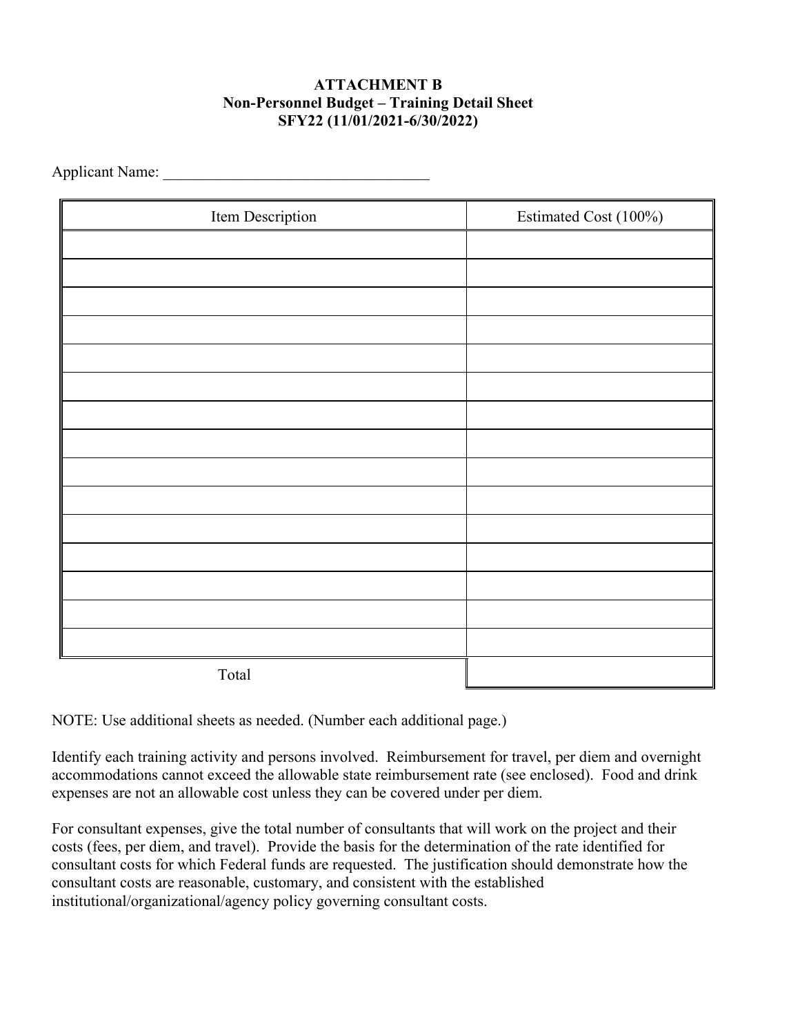**ATTACHMENT B**
**Non-Personnel Budget – Training Detail Sheet**
**SFY22 (11/01/2021-6/30/2022)**

Applicant Name: ___________________________________

| Item Description | Estimated Cost (100%) |
|---|---|
| | |
| | |
| | |
| | |
| | |
| | |
| | |
| | |
| | |
| | |
| | |
| | |
| | |
| | |
| | |
| Total | |

NOTE: Use additional sheets as needed. (Number each additional page.)

Identify each training activity and persons involved. Reimbursement for travel, per diem and overnight accommodations cannot exceed the allowable state reimbursement rate (see enclosed). Food and drink expenses are not an allowable cost unless they can be covered under per diem.

For consultant expenses, give the total number of consultants that will work on the project and their costs (fees, per diem, and travel). Provide the basis for the determination of the rate identified for consultant costs for which Federal funds are requested. The justification should demonstrate how the consultant costs are reasonable, customary, and consistent with the established institutional/organizational/agency policy governing consultant costs.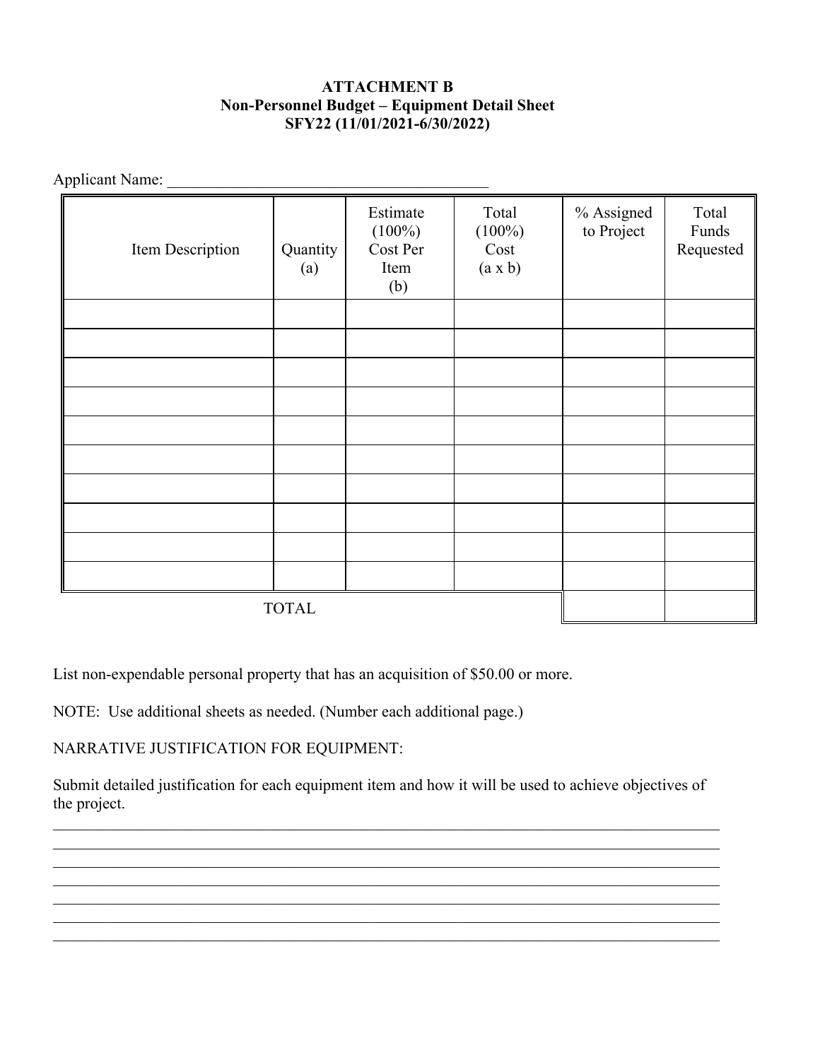**ATTACHMENT B**
**Non-Personnel Budget – Equipment Detail Sheet**
**SFY22 (11/01/2021-6/30/2022)**

Applicant Name: ________________________________________

| Item Description | Quantity (a) | Estimate (100%) Cost Per Item (b) | Total (100%) Cost (a x b) | % Assigned to Project | Total Funds Requested |
|---|---|---|---|---|---|
| | | | | | |
| | | | | | |
| | | | | | |
| | | | | | |
| | | | | | |
| | | | | | |
| | | | | | |
| | | | | | |
| | | | | | |
| | | | | | |
| TOTAL | | | | | |

List non-expendable personal property that has an acquisition of $50.00 or more.

NOTE: Use additional sheets as needed. (Number each additional page.)

NARRATIVE JUSTIFICATION FOR EQUIPMENT:

Submit detailed justification for each equipment item and how it will be used to achieve objectives of the project.

______________________________________________________________________________
______________________________________________________________________________
______________________________________________________________________________
______________________________________________________________________________
______________________________________________________________________________
______________________________________________________________________________
______________________________________________________________________________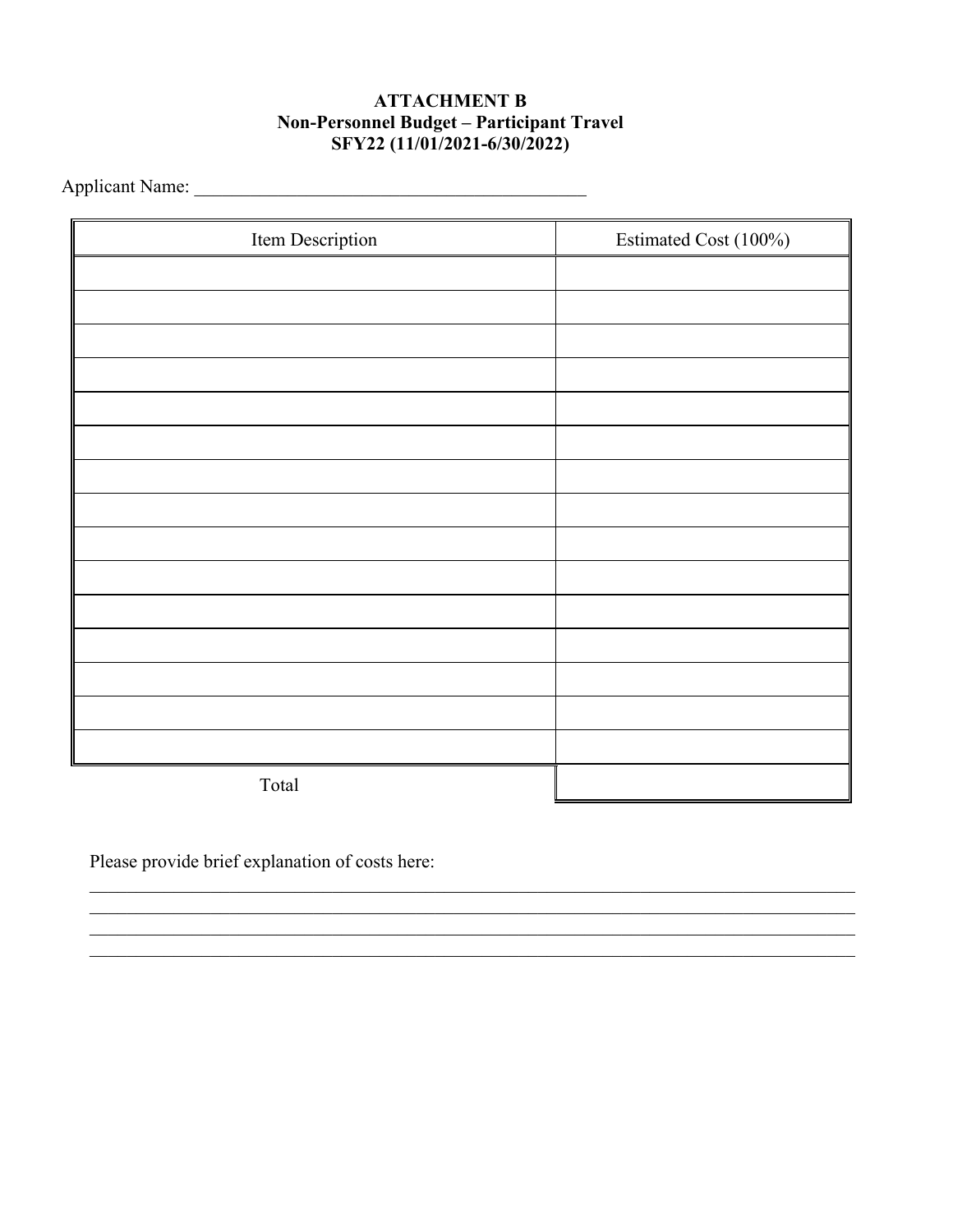**ATTACHMENT B**
**Non-Personnel Budget – Participant Travel**
**SFY22 (11/01/2021-6/30/2022)**

Applicant Name: ___________________________________________

| Item Description | Estimated Cost (100%) |
|---|---|
| | |
| | |
| | |
| | |
| | |
| | |
| | |
| | |
| | |
| | |
| | |
| | |
| | |
| | |
| | |
| Total | |

Please provide brief explanation of costs here:

_____________________________________________________________________________
_____________________________________________________________________________
_____________________________________________________________________________
_____________________________________________________________________________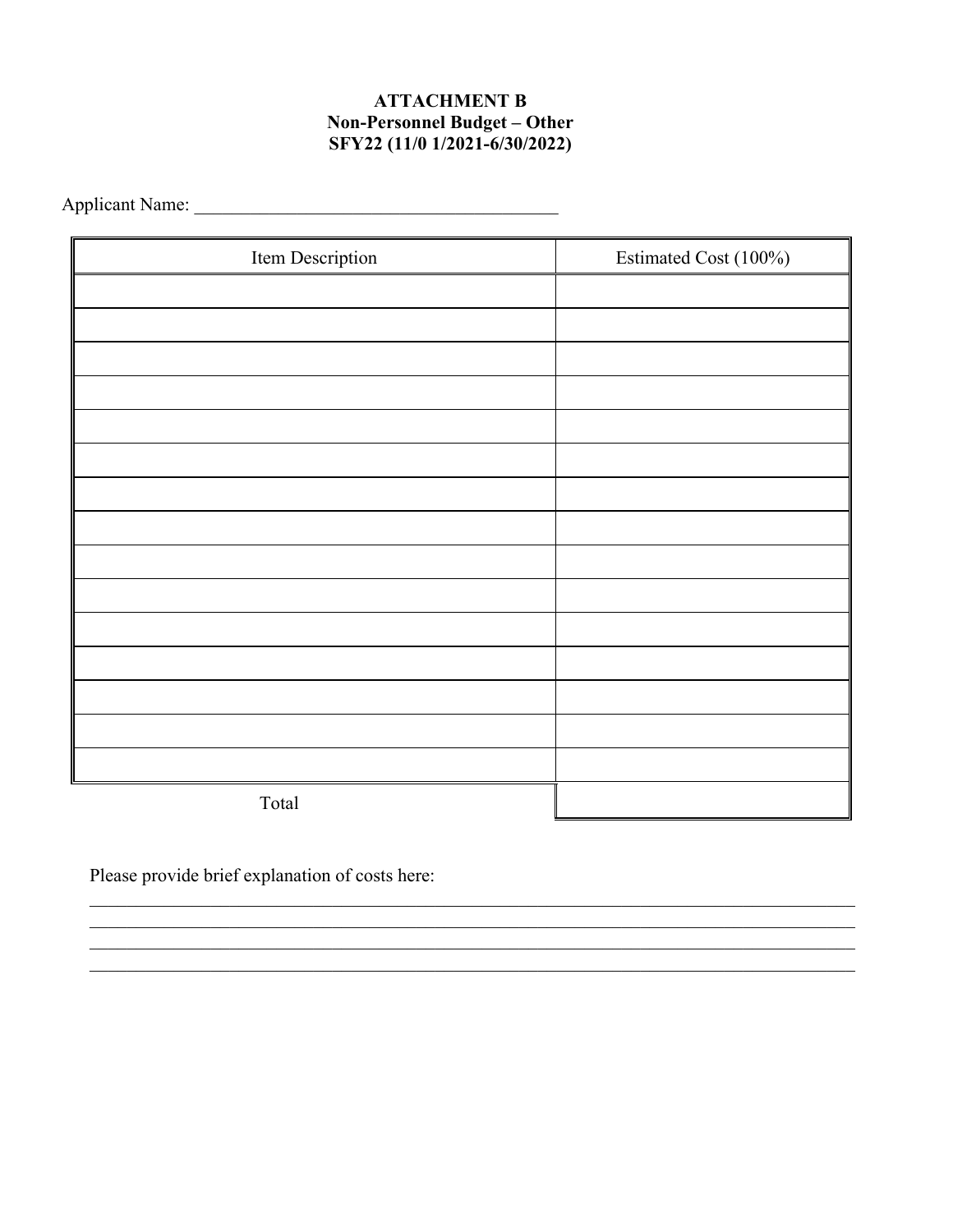**ATTACHMENT B**
**Non-Personnel Budget – Other**
**SFY22 (11/0 1/2021-6/30/2022)**

Applicant Name: ________________________________________

| Item Description | Estimated Cost (100%) |
| --- | --- |
| | |
| | |
| | |
| | |
| | |
| | |
| | |
| | |
| | |
| | |
| | |
| | |
| | |
| | |
| | |
| Total | |

Please provide brief explanation of costs here:

________________________________________________________________________________
________________________________________________________________________________
________________________________________________________________________________
________________________________________________________________________________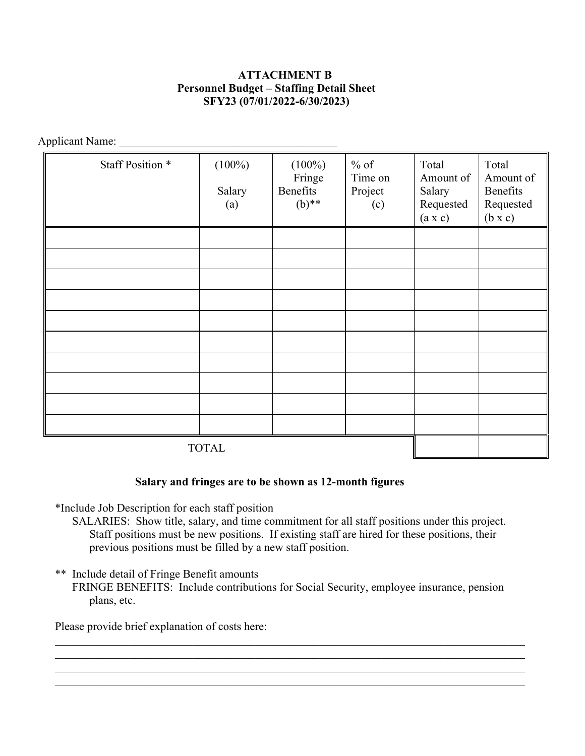**ATTACHMENT B**
**Personnel Budget – Staffing Detail Sheet**
**SFY23 (07/01/2022-6/30/2023)**

Applicant Name: ______________________________________

| Staff Position * | (100%) Salary (a) | (100%) Fringe Benefits (b)** | % of Time on Project (c) | Total Amount of Salary Requested (a x c) | Total Amount of Benefits Requested (b x c) |
|---|---|---|---|---|---|
| | | | | | |
| | | | | | |
| | | | | | |
| | | | | | |
| | | | | | |
| | | | | | |
| | | | | | |
| | | | | | |
| | | | | | |
| | | | | | |
| TOTAL | | | | | |

**Salary and fringes are to be shown as 12-month figures**

*Include Job Description for each staff position
SALARIES: Show title, salary, and time commitment for all staff positions under this project. Staff positions must be new positions. If existing staff are hired for these positions, their previous positions must be filled by a new staff position.

** Include detail of Fringe Benefit amounts
FRINGE BENEFITS: Include contributions for Social Security, employee insurance, pension plans, etc.

Please provide brief explanation of costs here:

______________________________________________________________________________
______________________________________________________________________________
______________________________________________________________________________
______________________________________________________________________________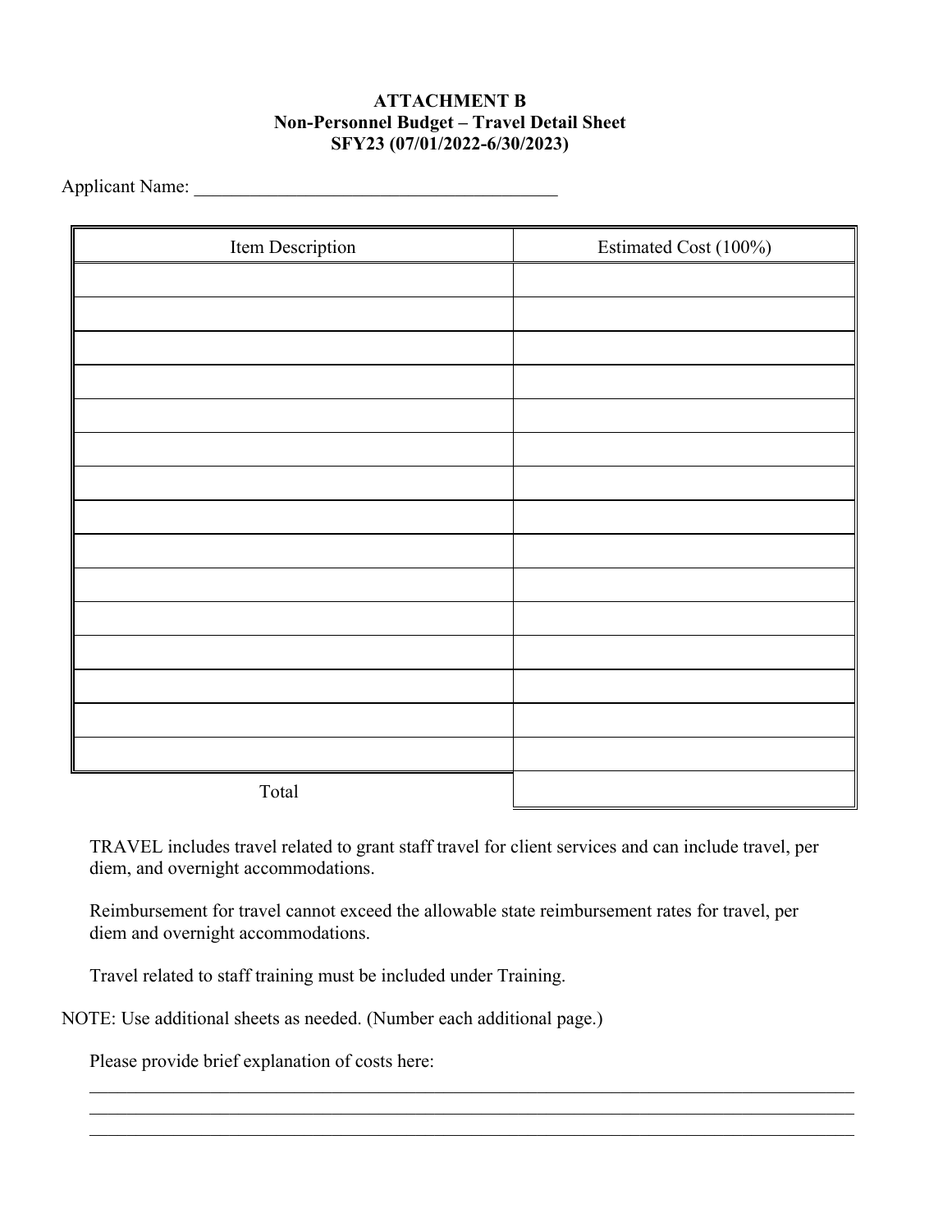**ATTACHMENT B**
**Non-Personnel Budget – Travel Detail Sheet**
**SFY23 (07/01/2022-6/30/2023)**

Applicant Name: _______________________________________

| Item Description | Estimated Cost (100%) |
| --- | --- |
| | |
| | |
| | |
| | |
| | |
| | |
| | |
| | |
| | |
| | |
| | |
| | |
| | |
| | |
| | |
| Total | |

TRAVEL includes travel related to grant staff travel for client services and can include travel, per diem, and overnight accommodations.

Reimbursement for travel cannot exceed the allowable state reimbursement rates for travel, per diem and overnight accommodations.

Travel related to staff training must be included under Training.

NOTE: Use additional sheets as needed. (Number each additional page.)

Please provide brief explanation of costs here:

_______________________________________________________________________________

_______________________________________________________________________________

_______________________________________________________________________________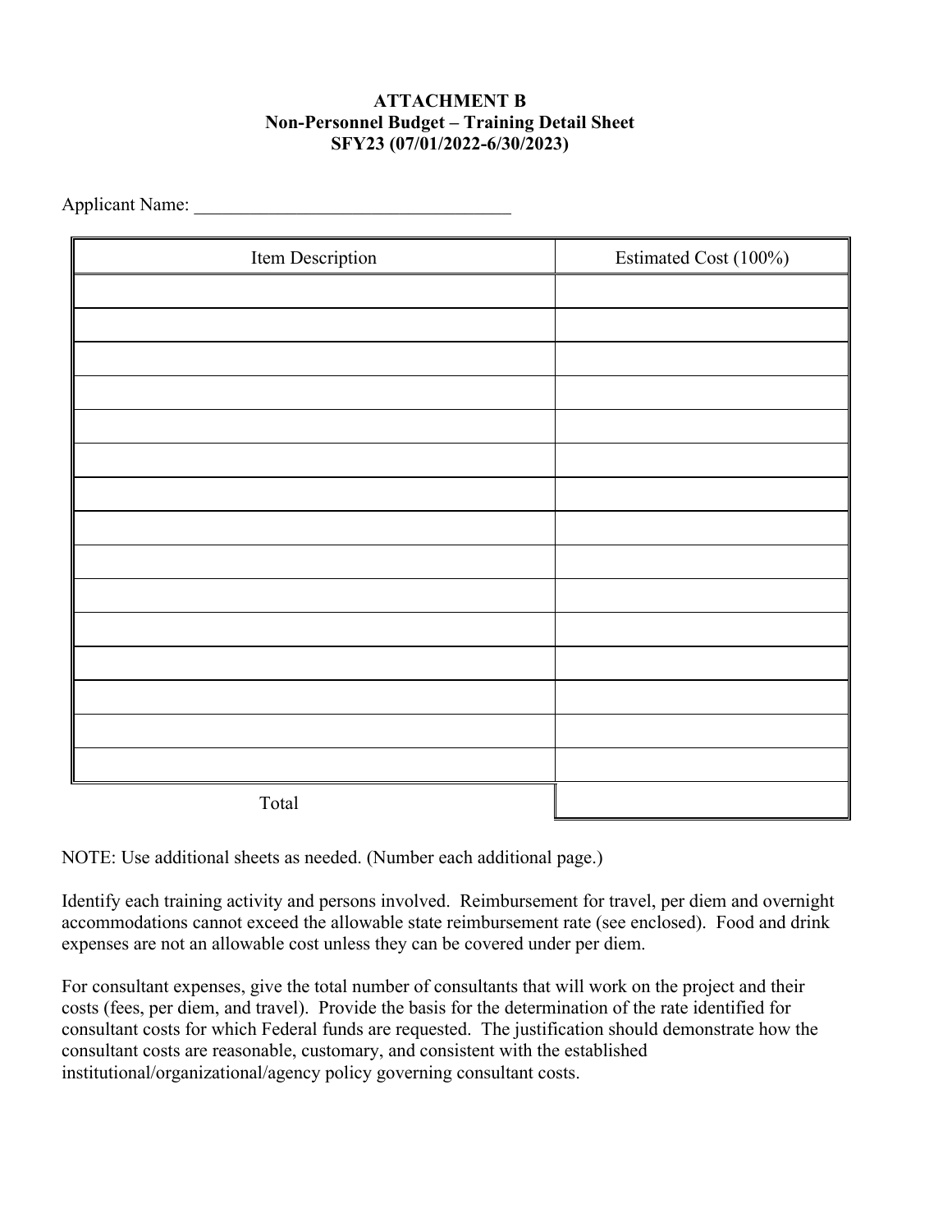**ATTACHMENT B**
**Non-Personnel Budget – Training Detail Sheet**
**SFY23 (07/01/2022-6/30/2023)**

Applicant Name: ___________________________________

| Item Description | Estimated Cost (100%) |
|---|---|
| | |
| | |
| | |
| | |
| | |
| | |
| | |
| | |
| | |
| | |
| | |
| | |
| | |
| | |
| | |
| Total | |

NOTE: Use additional sheets as needed. (Number each additional page.)

Identify each training activity and persons involved. Reimbursement for travel, per diem and overnight accommodations cannot exceed the allowable state reimbursement rate (see enclosed). Food and drink expenses are not an allowable cost unless they can be covered under per diem.

For consultant expenses, give the total number of consultants that will work on the project and their costs (fees, per diem, and travel). Provide the basis for the determination of the rate identified for consultant costs for which Federal funds are requested. The justification should demonstrate how the consultant costs are reasonable, customary, and consistent with the established institutional/organizational/agency policy governing consultant costs.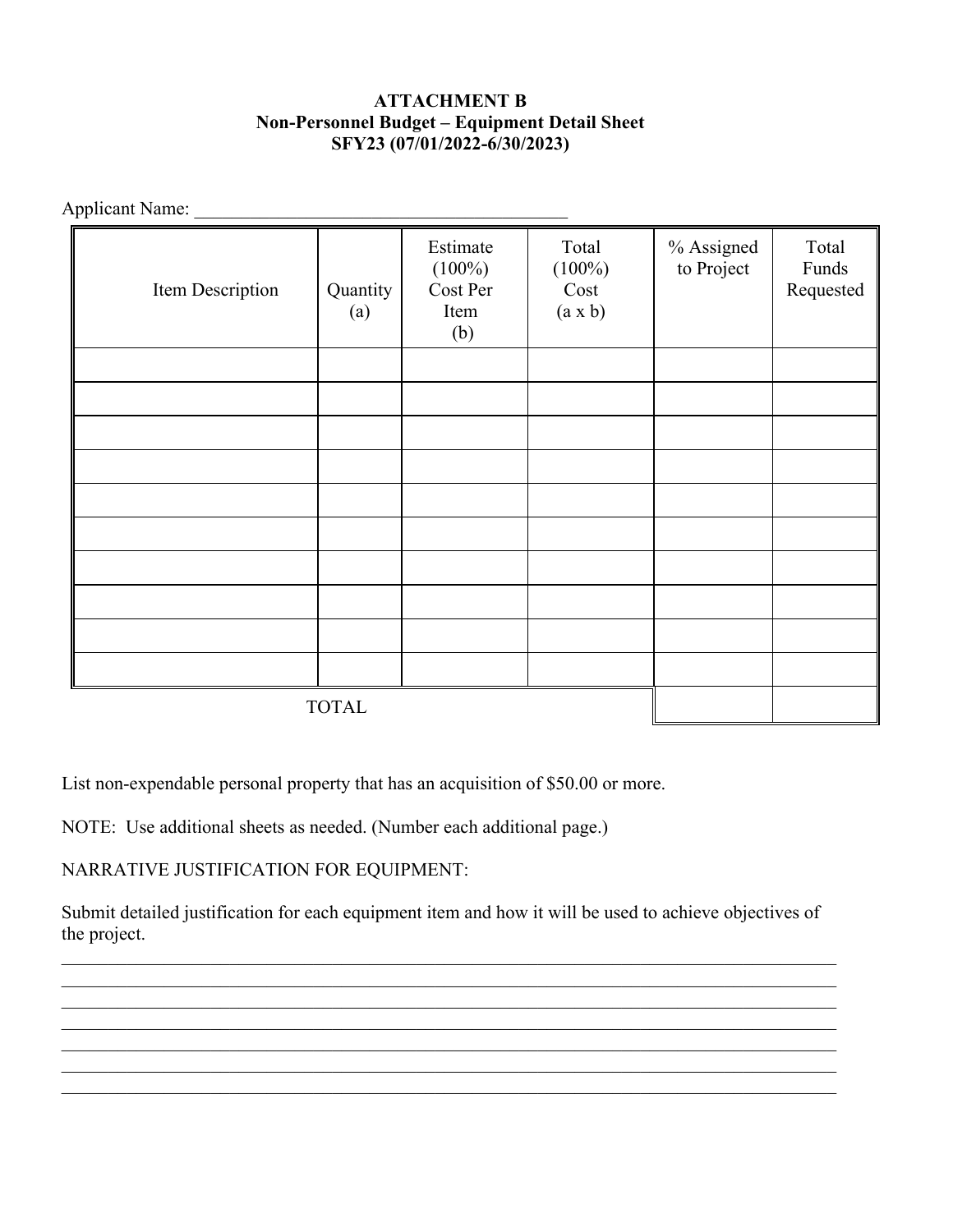**ATTACHMENT B**
**Non-Personnel Budget – Equipment Detail Sheet**
**SFY23 (07/01/2022-6/30/2023)**

Applicant Name: ________________________________________

| Item Description | Quantity (a) | Estimate (100%) Cost Per Item (b) | Total (100%) Cost (a x b) | % Assigned to Project | Total Funds Requested |
|---|---|---|---|---|---|
| | | | | | |
| | | | | | |
| | | | | | |
| | | | | | |
| | | | | | |
| | | | | | |
| | | | | | |
| | | | | | |
| | | | | | |
| | | | | | |
| TOTAL | | | | | |

List non-expendable personal property that has an acquisition of $50.00 or more.

NOTE: Use additional sheets as needed. (Number each additional page.)

NARRATIVE JUSTIFICATION FOR EQUIPMENT:

Submit detailed justification for each equipment item and how it will be used to achieve objectives of the project.

________________________________________________________________________________
________________________________________________________________________________
________________________________________________________________________________
________________________________________________________________________________
________________________________________________________________________________
________________________________________________________________________________
________________________________________________________________________________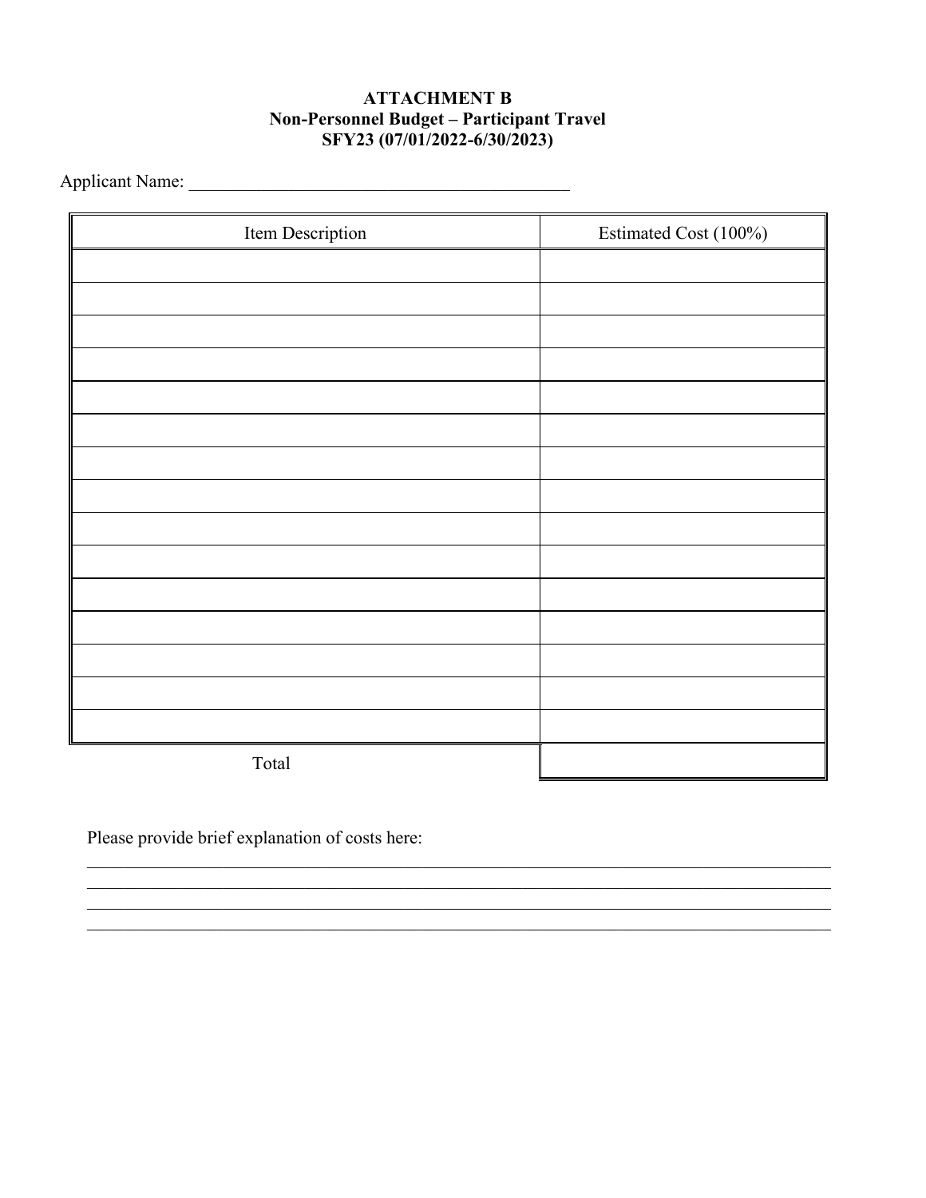**ATTACHMENT B**
**Non-Personnel Budget – Participant Travel**
**SFY23 (07/01/2022-6/30/2023)**

Applicant Name: ___________________________________________

| Item Description | Estimated Cost (100%) |
|---|---|
| | |
| | |
| | |
| | |
| | |
| | |
| | |
| | |
| | |
| | |
| | |
| | |
| | |
| | |
| | |
| Total | |

Please provide brief explanation of costs here:

_____________________________________________________________________________
_____________________________________________________________________________
_____________________________________________________________________________
_____________________________________________________________________________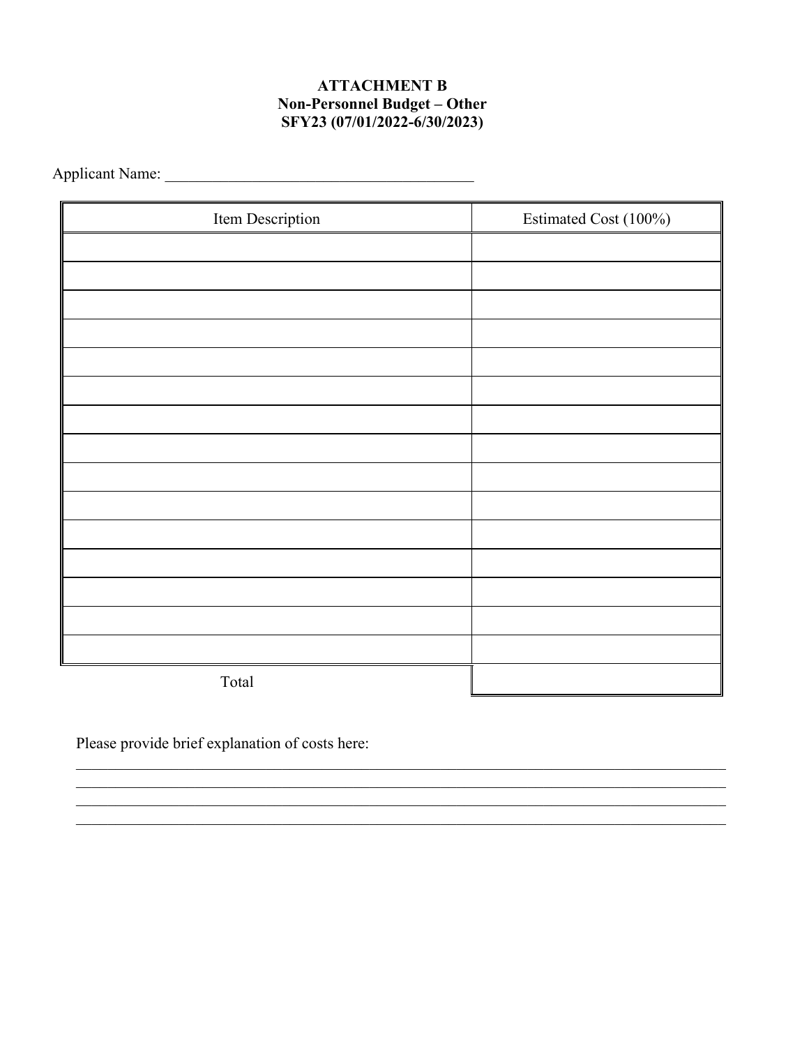**ATTACHMENT B**
**Non-Personnel Budget – Other**
**SFY23 (07/01/2022-6/30/2023)**

Applicant Name: ______________________________________

| Item Description | Estimated Cost (100%) |
|---|---|
| | |
| | |
| | |
| | |
| | |
| | |
| | |
| | |
| | |
| | |
| | |
| | |
| | |
| | |
| | |
| Total | |

Please provide brief explanation of costs here:

______________________________________________________________________________

______________________________________________________________________________

______________________________________________________________________________

______________________________________________________________________________